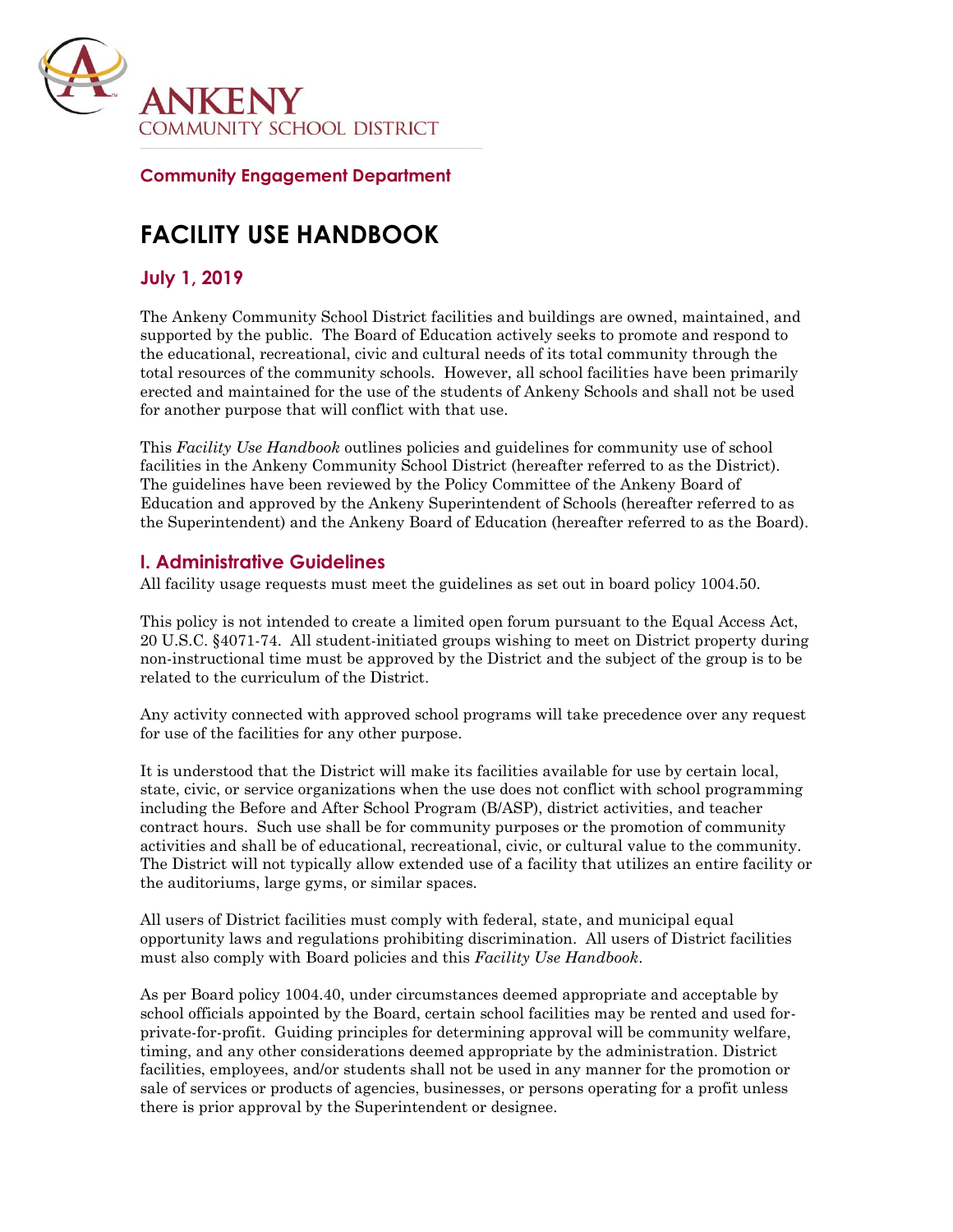ANKENY
COMMUNITY SCHOOL DISTRICT

**Community Engagement Department**

# FACILITY USE HANDBOOK

## July 1, 2019

The Ankeny Community School District facilities and buildings are owned, maintained, and supported by the public. The Board of Education actively seeks to promote and respond to the educational, recreational, civic and cultural needs of its total community through the total resources of the community schools. However, all school facilities have been primarily erected and maintained for the use of the students of Ankeny Schools and shall not be used for another purpose that will conflict with that use.

This *Facility Use Handbook* outlines policies and guidelines for community use of school facilities in the Ankeny Community School District (hereafter referred to as the District). The guidelines have been reviewed by the Policy Committee of the Ankeny Board of Education and approved by the Ankeny Superintendent of Schools (hereafter referred to as the Superintendent) and the Ankeny Board of Education (hereafter referred to as the Board).

## I. Administrative Guidelines

All facility usage requests must meet the guidelines as set out in board policy 1004.50.

This policy is not intended to create a limited open forum pursuant to the Equal Access Act, 20 U.S.C. §4071-74. All student-initiated groups wishing to meet on District property during non-instructional time must be approved by the District and the subject of the group is to be related to the curriculum of the District.

Any activity connected with approved school programs will take precedence over any request for use of the facilities for any other purpose.

It is understood that the District will make its facilities available for use by certain local, state, civic, or service organizations when the use does not conflict with school programming including the Before and After School Program (B/ASP), district activities, and teacher contract hours. Such use shall be for community purposes or the promotion of community activities and shall be of educational, recreational, civic, or cultural value to the community. The District will not typically allow extended use of a facility that utilizes an entire facility or the auditoriums, large gyms, or similar spaces.

All users of District facilities must comply with federal, state, and municipal equal opportunity laws and regulations prohibiting discrimination. All users of District facilities must also comply with Board policies and this *Facility Use Handbook*.

As per Board policy 1004.40, under circumstances deemed appropriate and acceptable by school officials appointed by the Board, certain school facilities may be rented and used for-private-for-profit. Guiding principles for determining approval will be community welfare, timing, and any other considerations deemed appropriate by the administration. District facilities, employees, and/or students shall not be used in any manner for the promotion or sale of services or products of agencies, businesses, or persons operating for a profit unless there is prior approval by the Superintendent or designee.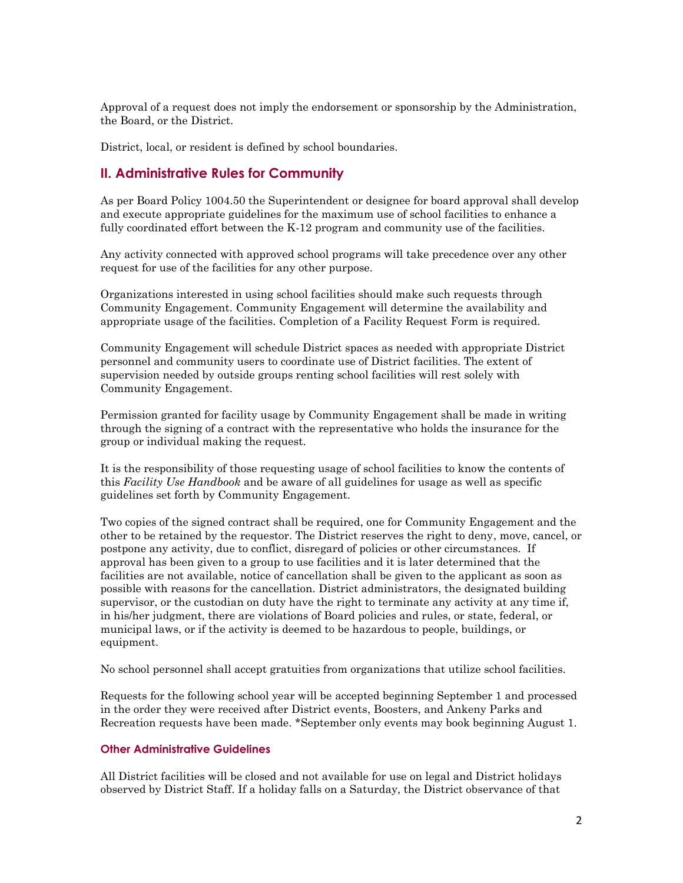Approval of a request does not imply the endorsement or sponsorship by the Administration, the Board, or the District.

District, local, or resident is defined by school boundaries.

## II. Administrative Rules for Community

As per Board Policy 1004.50 the Superintendent or designee for board approval shall develop and execute appropriate guidelines for the maximum use of school facilities to enhance a fully coordinated effort between the K-12 program and community use of the facilities.

Any activity connected with approved school programs will take precedence over any other request for use of the facilities for any other purpose.

Organizations interested in using school facilities should make such requests through Community Engagement. Community Engagement will determine the availability and appropriate usage of the facilities. Completion of a Facility Request Form is required.

Community Engagement will schedule District spaces as needed with appropriate District personnel and community users to coordinate use of District facilities. The extent of supervision needed by outside groups renting school facilities will rest solely with Community Engagement.

Permission granted for facility usage by Community Engagement shall be made in writing through the signing of a contract with the representative who holds the insurance for the group or individual making the request.

It is the responsibility of those requesting usage of school facilities to know the contents of this *Facility Use Handbook* and be aware of all guidelines for usage as well as specific guidelines set forth by Community Engagement.

Two copies of the signed contract shall be required, one for Community Engagement and the other to be retained by the requestor. The District reserves the right to deny, move, cancel, or postpone any activity, due to conflict, disregard of policies or other circumstances. If approval has been given to a group to use facilities and it is later determined that the facilities are not available, notice of cancellation shall be given to the applicant as soon as possible with reasons for the cancellation. District administrators, the designated building supervisor, or the custodian on duty have the right to terminate any activity at any time if, in his/her judgment, there are violations of Board policies and rules, or state, federal, or municipal laws, or if the activity is deemed to be hazardous to people, buildings, or equipment.

No school personnel shall accept gratuities from organizations that utilize school facilities.

Requests for the following school year will be accepted beginning September 1 and processed in the order they were received after District events, Boosters, and Ankeny Parks and Recreation requests have been made. *September only events may book beginning August 1.

### Other Administrative Guidelines

All District facilities will be closed and not available for use on legal and District holidays observed by District Staff. If a holiday falls on a Saturday, the District observance of that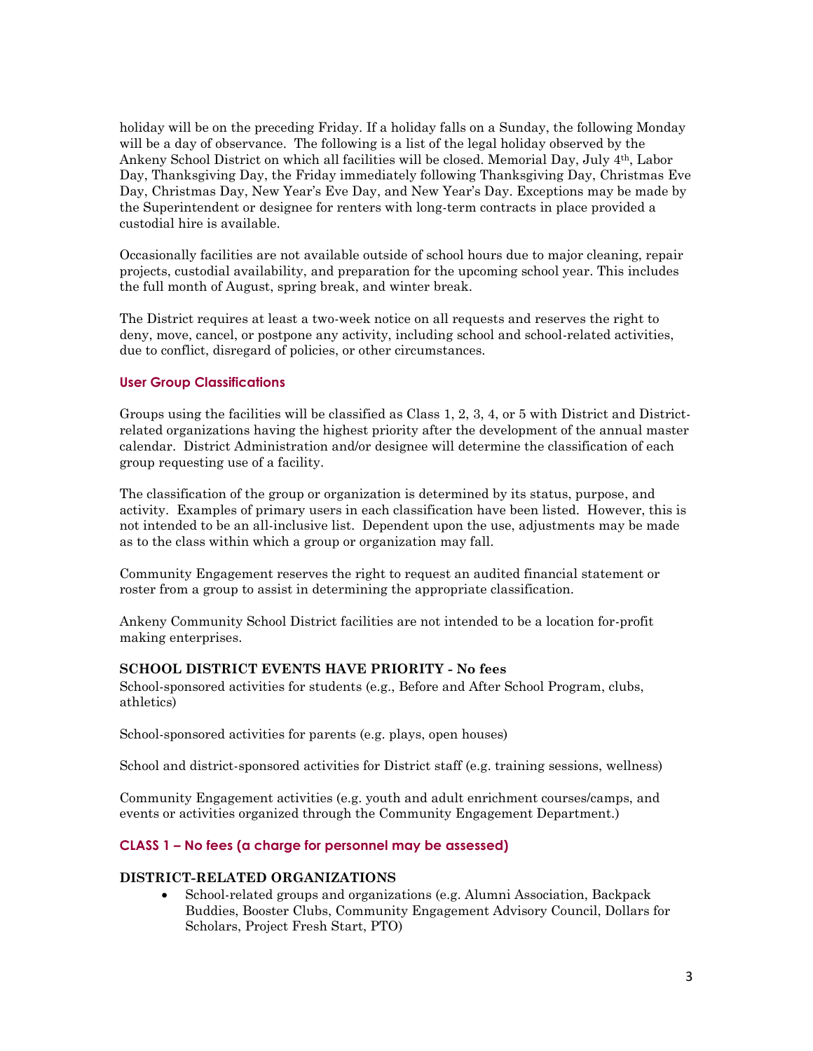holiday will be on the preceding Friday. If a holiday falls on a Sunday, the following Monday will be a day of observance. The following is a list of the legal holiday observed by the Ankeny School District on which all facilities will be closed. Memorial Day, July 4th, Labor Day, Thanksgiving Day, the Friday immediately following Thanksgiving Day, Christmas Eve Day, Christmas Day, New Year's Eve Day, and New Year's Day. Exceptions may be made by the Superintendent or designee for renters with long-term contracts in place provided a custodial hire is available.

Occasionally facilities are not available outside of school hours due to major cleaning, repair projects, custodial availability, and preparation for the upcoming school year. This includes the full month of August, spring break, and winter break.

The District requires at least a two-week notice on all requests and reserves the right to deny, move, cancel, or postpone any activity, including school and school-related activities, due to conflict, disregard of policies, or other circumstances.

## User Group Classifications

Groups using the facilities will be classified as Class 1, 2, 3, 4, or 5 with District and District-related organizations having the highest priority after the development of the annual master calendar. District Administration and/or designee will determine the classification of each group requesting use of a facility.

The classification of the group or organization is determined by its status, purpose, and activity. Examples of primary users in each classification have been listed. However, this is not intended to be an all-inclusive list. Dependent upon the use, adjustments may be made as to the class within which a group or organization may fall.

Community Engagement reserves the right to request an audited financial statement or roster from a group to assist in determining the appropriate classification.

Ankeny Community School District facilities are not intended to be a location for-profit making enterprises.

**SCHOOL DISTRICT EVENTS HAVE PRIORITY - No fees**

School-sponsored activities for students (e.g., Before and After School Program, clubs, athletics)

School-sponsored activities for parents (e.g. plays, open houses)

School and district-sponsored activities for District staff (e.g. training sessions, wellness)

Community Engagement activities (e.g. youth and adult enrichment courses/camps, and events or activities organized through the Community Engagement Department.)

## CLASS 1 – No fees (a charge for personnel may be assessed)

**DISTRICT-RELATED ORGANIZATIONS**

- School-related groups and organizations (e.g. Alumni Association, Backpack Buddies, Booster Clubs, Community Engagement Advisory Council, Dollars for Scholars, Project Fresh Start, PTO)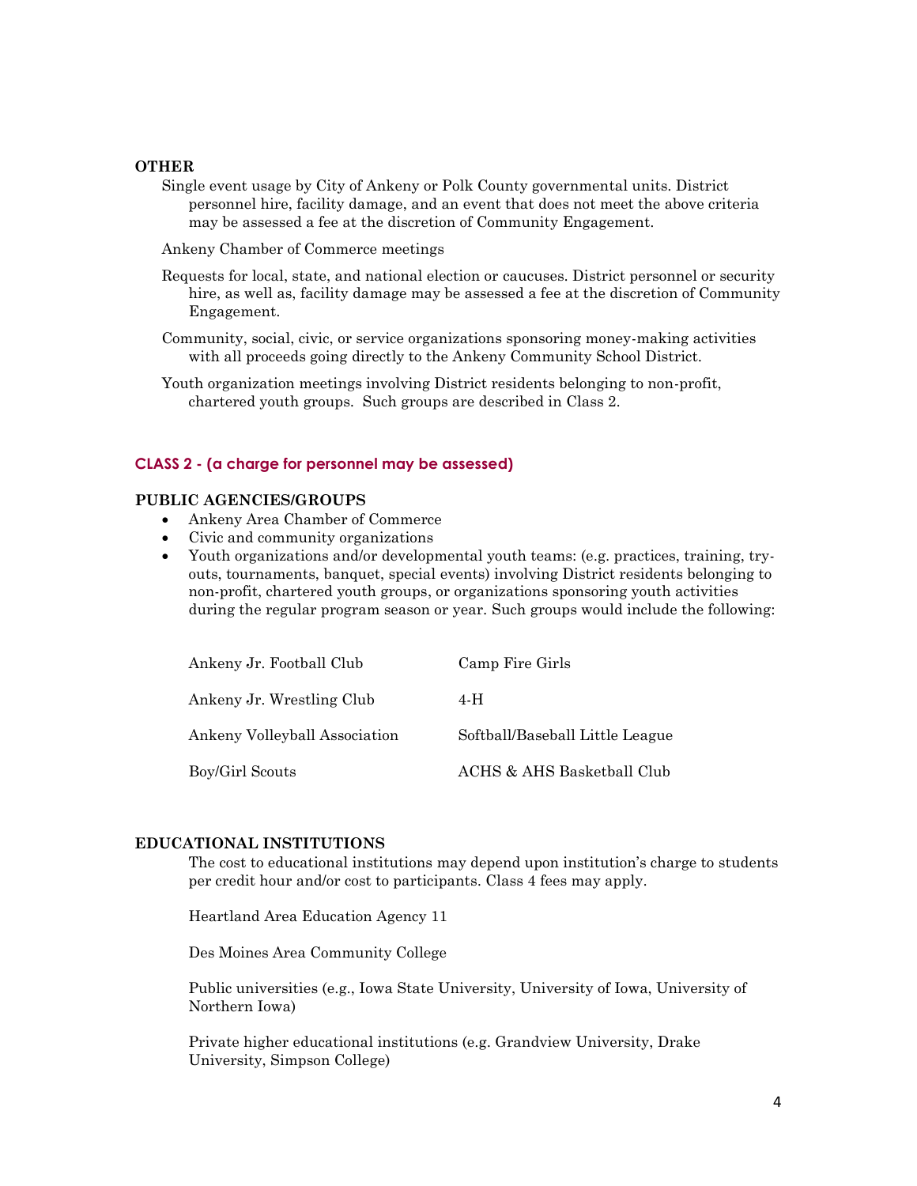**OTHER**

Single event usage by City of Ankeny or Polk County governmental units. District personnel hire, facility damage, and an event that does not meet the above criteria may be assessed a fee at the discretion of Community Engagement.

Ankeny Chamber of Commerce meetings

Requests for local, state, and national election or caucuses. District personnel or security hire, as well as, facility damage may be assessed a fee at the discretion of Community Engagement.

Community, social, civic, or service organizations sponsoring money-making activities with all proceeds going directly to the Ankeny Community School District.

Youth organization meetings involving District residents belonging to non-profit, chartered youth groups. Such groups are described in Class 2.

## CLASS 2 - (a charge for personnel may be assessed)

**PUBLIC AGENCIES/GROUPS**

- Ankeny Area Chamber of Commerce
- Civic and community organizations
- Youth organizations and/or developmental youth teams: (e.g. practices, training, try-outs, tournaments, banquet, special events) involving District residents belonging to non-profit, chartered youth groups, or organizations sponsoring youth activities during the regular program season or year. Such groups would include the following:

| | |
|---|---|
| Ankeny Jr. Football Club | Camp Fire Girls |
| Ankeny Jr. Wrestling Club | 4-H |
| Ankeny Volleyball Association | Softball/Baseball Little League |
| Boy/Girl Scouts | ACHS & AHS Basketball Club |

**EDUCATIONAL INSTITUTIONS**

The cost to educational institutions may depend upon institution's charge to students per credit hour and/or cost to participants. Class 4 fees may apply.

Heartland Area Education Agency 11

Des Moines Area Community College

Public universities (e.g., Iowa State University, University of Iowa, University of Northern Iowa)

Private higher educational institutions (e.g. Grandview University, Drake University, Simpson College)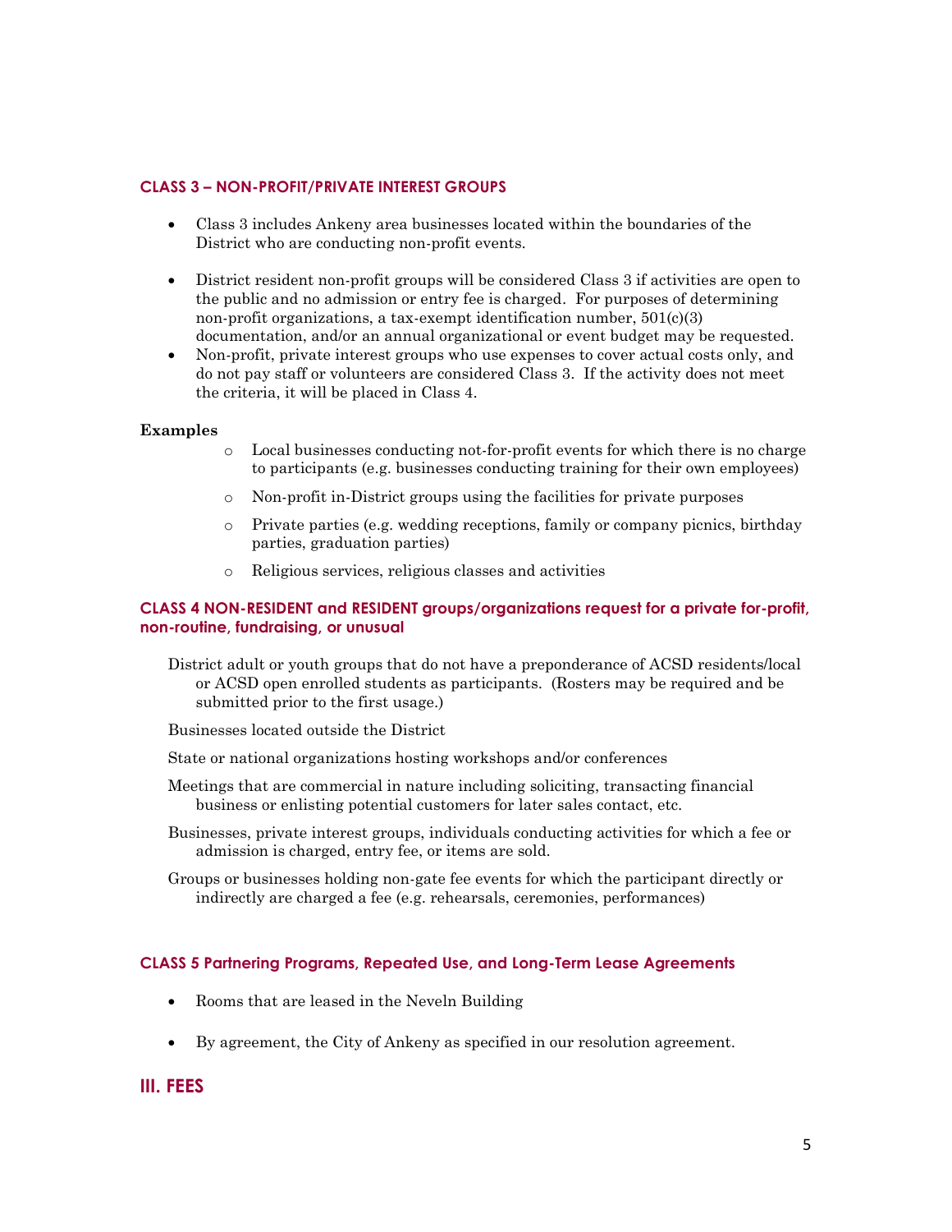### CLASS 3 – NON-PROFIT/PRIVATE INTEREST GROUPS

- Class 3 includes Ankeny area businesses located within the boundaries of the District who are conducting non-profit events.
- District resident non-profit groups will be considered Class 3 if activities are open to the public and no admission or entry fee is charged. For purposes of determining non-profit organizations, a tax-exempt identification number, 501(c)(3) documentation, and/or an annual organizational or event budget may be requested.
- Non-profit, private interest groups who use expenses to cover actual costs only, and do not pay staff or volunteers are considered Class 3. If the activity does not meet the criteria, it will be placed in Class 4.

**Examples**

- Local businesses conducting not-for-profit events for which there is no charge to participants (e.g. businesses conducting training for their own employees)
- Non-profit in-District groups using the facilities for private purposes
- Private parties (e.g. wedding receptions, family or company picnics, birthday parties, graduation parties)
- Religious services, religious classes and activities

### CLASS 4 NON-RESIDENT and RESIDENT groups/organizations request for a private for-profit, non-routine, fundraising, or unusual

District adult or youth groups that do not have a preponderance of ACSD residents/local or ACSD open enrolled students as participants. (Rosters may be required and be submitted prior to the first usage.)

Businesses located outside the District

State or national organizations hosting workshops and/or conferences

Meetings that are commercial in nature including soliciting, transacting financial business or enlisting potential customers for later sales contact, etc.

Businesses, private interest groups, individuals conducting activities for which a fee or admission is charged, entry fee, or items are sold.

Groups or businesses holding non-gate fee events for which the participant directly or indirectly are charged a fee (e.g. rehearsals, ceremonies, performances)

### CLASS 5 Partnering Programs, Repeated Use, and Long-Term Lease Agreements

- Rooms that are leased in the Neveln Building
- By agreement, the City of Ankeny as specified in our resolution agreement.

## III. FEES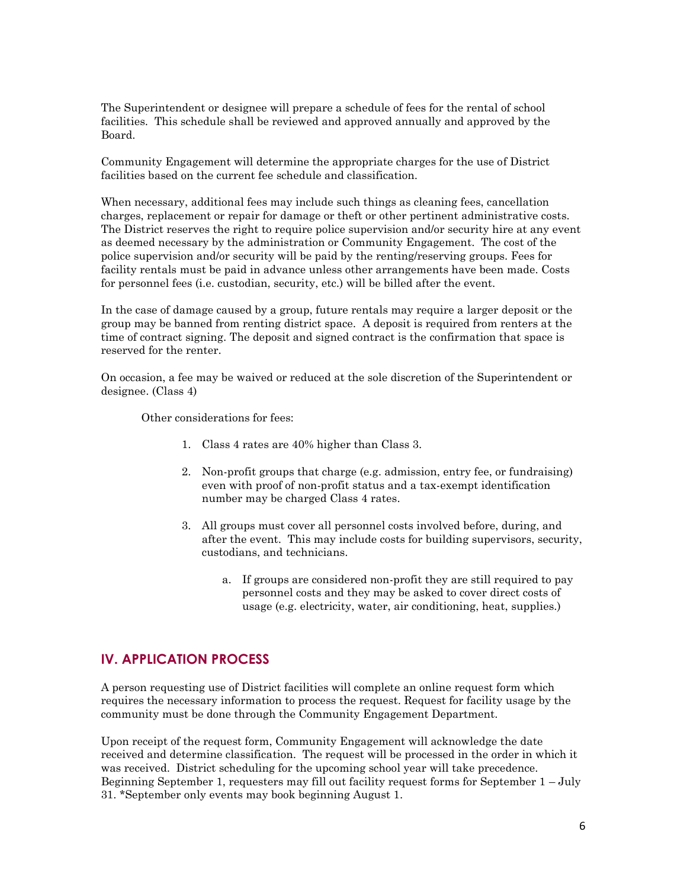The Superintendent or designee will prepare a schedule of fees for the rental of school facilities. This schedule shall be reviewed and approved annually and approved by the Board.

Community Engagement will determine the appropriate charges for the use of District facilities based on the current fee schedule and classification.

When necessary, additional fees may include such things as cleaning fees, cancellation charges, replacement or repair for damage or theft or other pertinent administrative costs. The District reserves the right to require police supervision and/or security hire at any event as deemed necessary by the administration or Community Engagement. The cost of the police supervision and/or security will be paid by the renting/reserving groups. Fees for facility rentals must be paid in advance unless other arrangements have been made. Costs for personnel fees (i.e. custodian, security, etc.) will be billed after the event.

In the case of damage caused by a group, future rentals may require a larger deposit or the group may be banned from renting district space. A deposit is required from renters at the time of contract signing. The deposit and signed contract is the confirmation that space is reserved for the renter.

On occasion, a fee may be waived or reduced at the sole discretion of the Superintendent or designee. (Class 4)

Other considerations for fees:

1. Class 4 rates are 40% higher than Class 3.
2. Non-profit groups that charge (e.g. admission, entry fee, or fundraising) even with proof of non-profit status and a tax-exempt identification number may be charged Class 4 rates.
3. All groups must cover all personnel costs involved before, during, and after the event. This may include costs for building supervisors, security, custodians, and technicians.
   a. If groups are considered non-profit they are still required to pay personnel costs and they may be asked to cover direct costs of usage (e.g. electricity, water, air conditioning, heat, supplies.)

## IV. APPLICATION PROCESS

A person requesting use of District facilities will complete an online request form which requires the necessary information to process the request. Request for facility usage by the community must be done through the Community Engagement Department.

Upon receipt of the request form, Community Engagement will acknowledge the date received and determine classification. The request will be processed in the order in which it was received. District scheduling for the upcoming school year will take precedence. Beginning September 1, requesters may fill out facility request forms for September 1 – July 31. *September only events may book beginning August 1.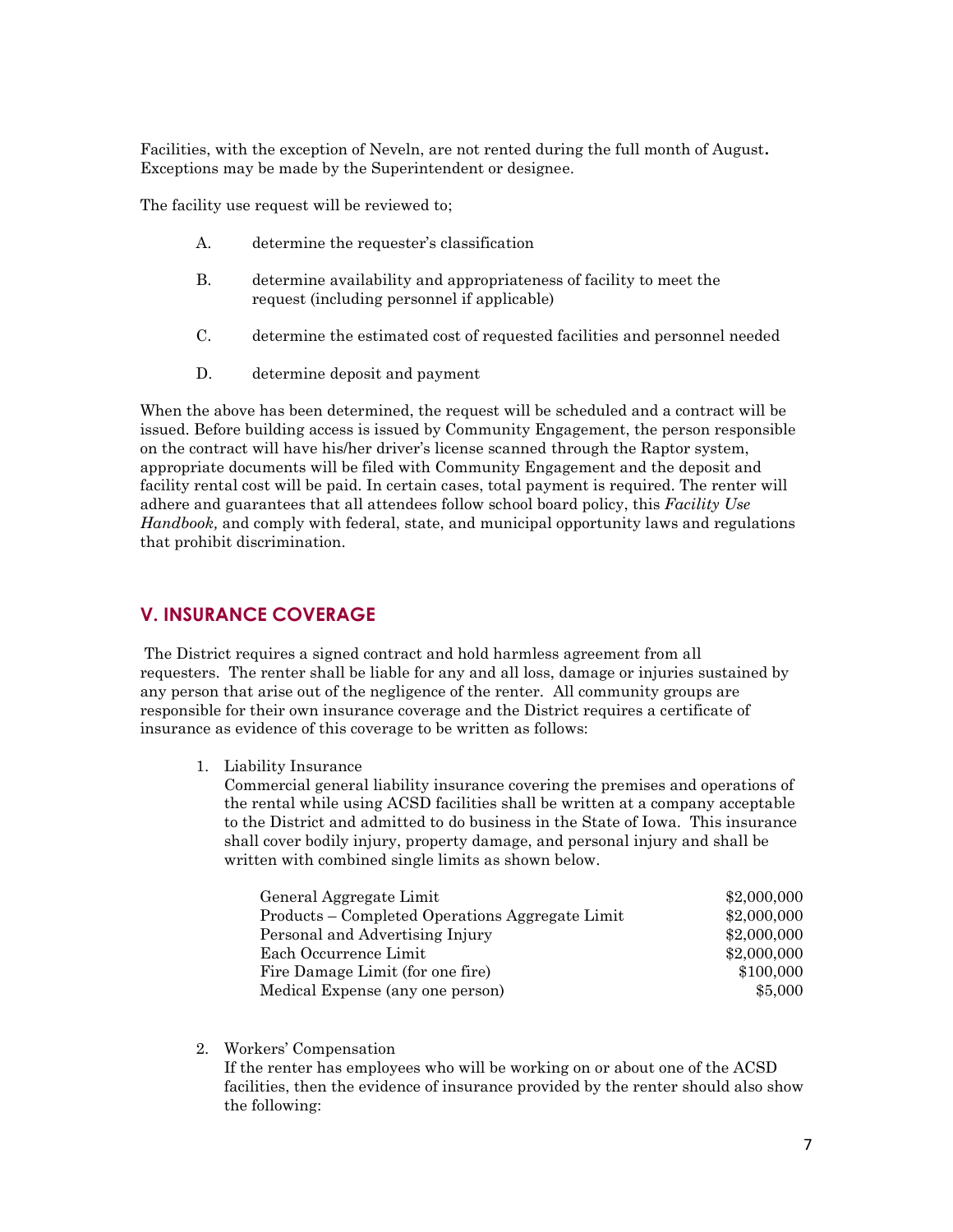Facilities, with the exception of Neveln, are not rented during the full month of August**.** Exceptions may be made by the Superintendent or designee.

The facility use request will be reviewed to;

A. determine the requester's classification

B. determine availability and appropriateness of facility to meet the request (including personnel if applicable)

C. determine the estimated cost of requested facilities and personnel needed

D. determine deposit and payment

When the above has been determined, the request will be scheduled and a contract will be issued. Before building access is issued by Community Engagement, the person responsible on the contract will have his/her driver's license scanned through the Raptor system, appropriate documents will be filed with Community Engagement and the deposit and facility rental cost will be paid. In certain cases, total payment is required. The renter will adhere and guarantees that all attendees follow school board policy, this *Facility Use Handbook,* and comply with federal, state, and municipal opportunity laws and regulations that prohibit discrimination.

## V. INSURANCE COVERAGE

The District requires a signed contract and hold harmless agreement from all requesters. The renter shall be liable for any and all loss, damage or injuries sustained by any person that arise out of the negligence of the renter. All community groups are responsible for their own insurance coverage and the District requires a certificate of insurance as evidence of this coverage to be written as follows:

1. Liability Insurance
   Commercial general liability insurance covering the premises and operations of the rental while using ACSD facilities shall be written at a company acceptable to the District and admitted to do business in the State of Iowa. This insurance shall cover bodily injury, property damage, and personal injury and shall be written with combined single limits as shown below.

| | |
|---|---|
| General Aggregate Limit | $2,000,000 |
| Products – Completed Operations Aggregate Limit | $2,000,000 |
| Personal and Advertising Injury | $2,000,000 |
| Each Occurrence Limit | $2,000,000 |
| Fire Damage Limit (for one fire) | $100,000 |
| Medical Expense (any one person) | $5,000 |

2. Workers' Compensation
   If the renter has employees who will be working on or about one of the ACSD facilities, then the evidence of insurance provided by the renter should also show the following: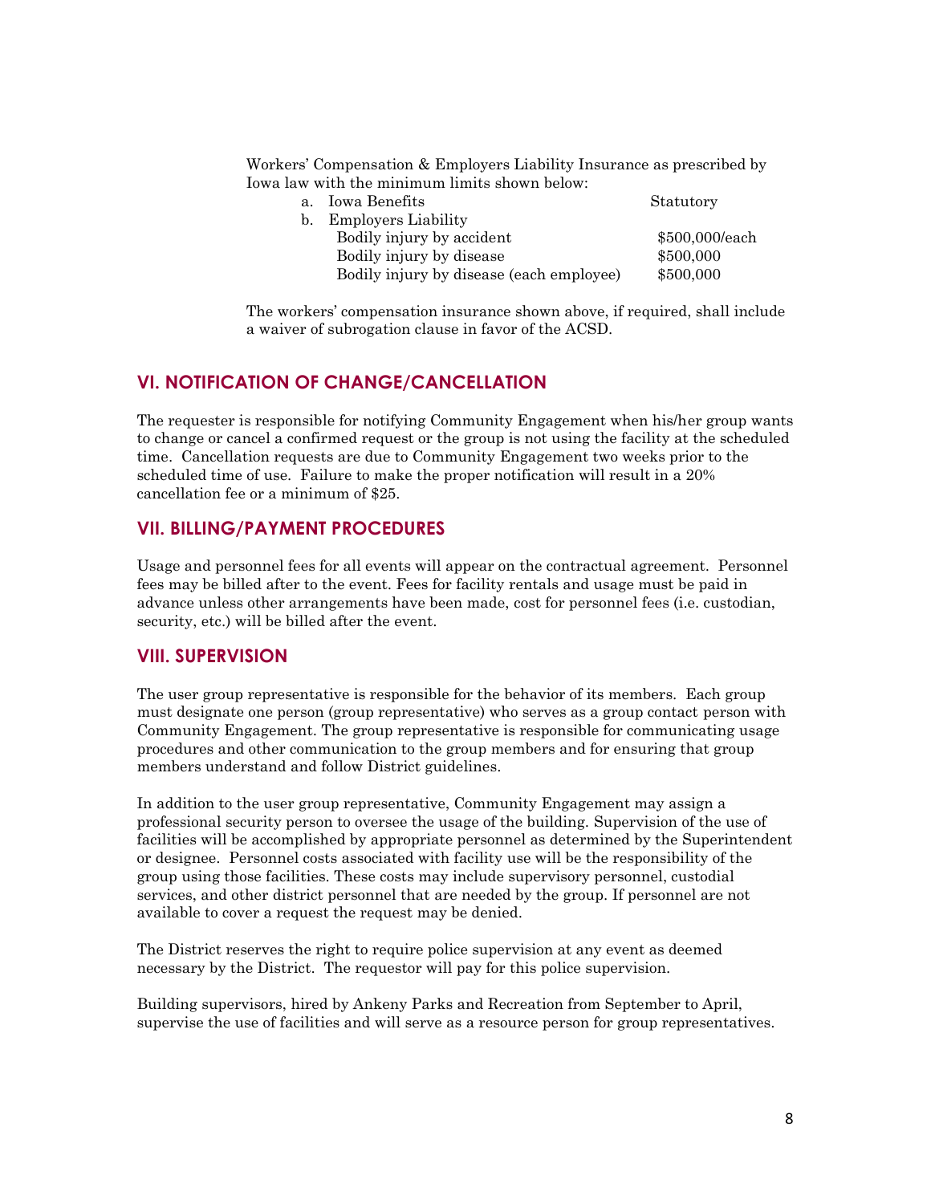Workers' Compensation & Employers Liability Insurance as prescribed by Iowa law with the minimum limits shown below:

| | |
|---|---|
| a. Iowa Benefits | Statutory |
| b. Employers Liability | |
| Bodily injury by accident | $500,000/each |
| Bodily injury by disease | $500,000 |
| Bodily injury by disease (each employee) | $500,000 |

The workers' compensation insurance shown above, if required, shall include a waiver of subrogation clause in favor of the ACSD.

## VI. NOTIFICATION OF CHANGE/CANCELLATION

The requester is responsible for notifying Community Engagement when his/her group wants to change or cancel a confirmed request or the group is not using the facility at the scheduled time. Cancellation requests are due to Community Engagement two weeks prior to the scheduled time of use. Failure to make the proper notification will result in a 20% cancellation fee or a minimum of $25.

## VII. BILLING/PAYMENT PROCEDURES

Usage and personnel fees for all events will appear on the contractual agreement. Personnel fees may be billed after to the event. Fees for facility rentals and usage must be paid in advance unless other arrangements have been made, cost for personnel fees (i.e. custodian, security, etc.) will be billed after the event.

## VIII. SUPERVISION

The user group representative is responsible for the behavior of its members. Each group must designate one person (group representative) who serves as a group contact person with Community Engagement. The group representative is responsible for communicating usage procedures and other communication to the group members and for ensuring that group members understand and follow District guidelines.

In addition to the user group representative, Community Engagement may assign a professional security person to oversee the usage of the building. Supervision of the use of facilities will be accomplished by appropriate personnel as determined by the Superintendent or designee. Personnel costs associated with facility use will be the responsibility of the group using those facilities. These costs may include supervisory personnel, custodial services, and other district personnel that are needed by the group. If personnel are not available to cover a request the request may be denied.

The District reserves the right to require police supervision at any event as deemed necessary by the District. The requestor will pay for this police supervision.

Building supervisors, hired by Ankeny Parks and Recreation from September to April, supervise the use of facilities and will serve as a resource person for group representatives.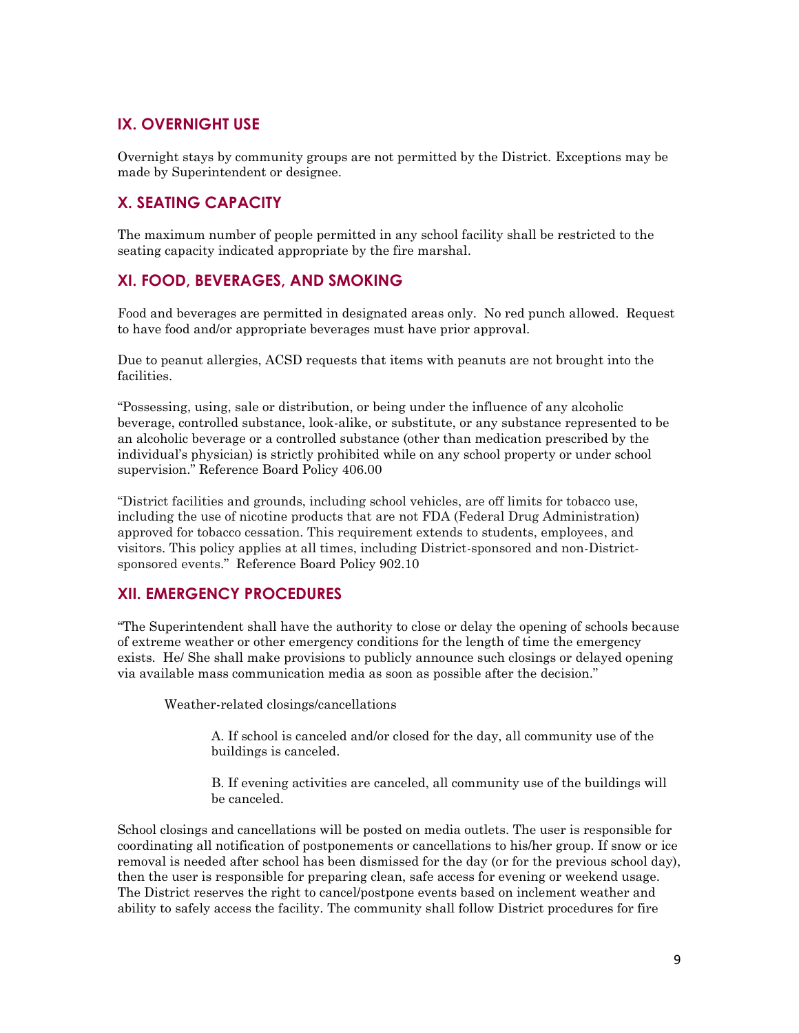## IX. OVERNIGHT USE

Overnight stays by community groups are not permitted by the District. Exceptions may be made by Superintendent or designee.

## X. SEATING CAPACITY

The maximum number of people permitted in any school facility shall be restricted to the seating capacity indicated appropriate by the fire marshal.

## XI. FOOD, BEVERAGES, AND SMOKING

Food and beverages are permitted in designated areas only. No red punch allowed. Request to have food and/or appropriate beverages must have prior approval.

Due to peanut allergies, ACSD requests that items with peanuts are not brought into the facilities.

"Possessing, using, sale or distribution, or being under the influence of any alcoholic beverage, controlled substance, look-alike, or substitute, or any substance represented to be an alcoholic beverage or a controlled substance (other than medication prescribed by the individual's physician) is strictly prohibited while on any school property or under school supervision." Reference Board Policy 406.00

"District facilities and grounds, including school vehicles, are off limits for tobacco use, including the use of nicotine products that are not FDA (Federal Drug Administration) approved for tobacco cessation. This requirement extends to students, employees, and visitors. This policy applies at all times, including District-sponsored and non-District-sponsored events." Reference Board Policy 902.10

## XII. EMERGENCY PROCEDURES

"The Superintendent shall have the authority to close or delay the opening of schools because of extreme weather or other emergency conditions for the length of time the emergency exists. He/ She shall make provisions to publicly announce such closings or delayed opening via available mass communication media as soon as possible after the decision."

Weather-related closings/cancellations

A. If school is canceled and/or closed for the day, all community use of the buildings is canceled.

B. If evening activities are canceled, all community use of the buildings will be canceled.

School closings and cancellations will be posted on media outlets. The user is responsible for coordinating all notification of postponements or cancellations to his/her group. If snow or ice removal is needed after school has been dismissed for the day (or for the previous school day), then the user is responsible for preparing clean, safe access for evening or weekend usage. The District reserves the right to cancel/postpone events based on inclement weather and ability to safely access the facility. The community shall follow District procedures for fire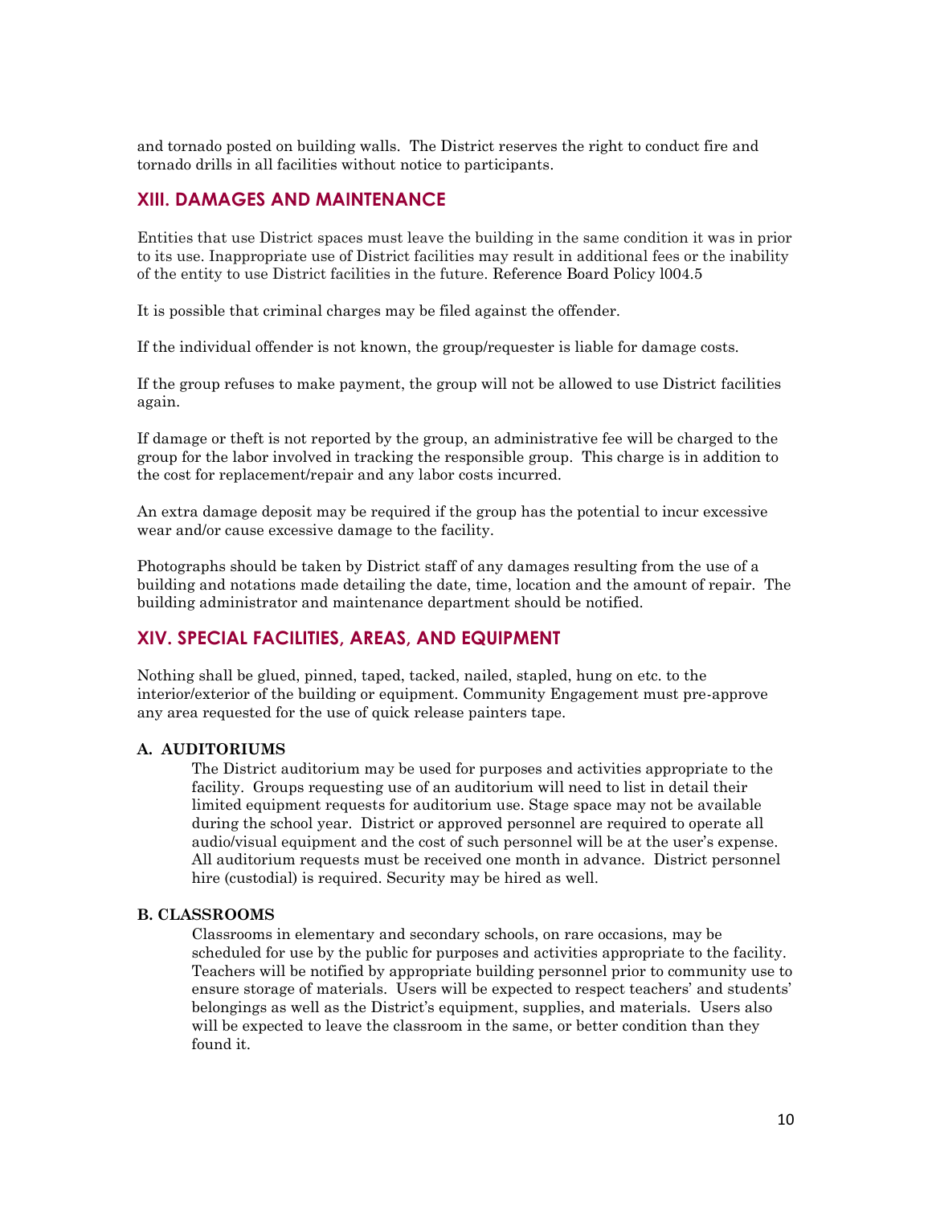and tornado posted on building walls. The District reserves the right to conduct fire and tornado drills in all facilities without notice to participants.

## XIII. DAMAGES AND MAINTENANCE

Entities that use District spaces must leave the building in the same condition it was in prior to its use. Inappropriate use of District facilities may result in additional fees or the inability of the entity to use District facilities in the future. Reference Board Policy l004.5

It is possible that criminal charges may be filed against the offender.

If the individual offender is not known, the group/requester is liable for damage costs.

If the group refuses to make payment, the group will not be allowed to use District facilities again.

If damage or theft is not reported by the group, an administrative fee will be charged to the group for the labor involved in tracking the responsible group. This charge is in addition to the cost for replacement/repair and any labor costs incurred.

An extra damage deposit may be required if the group has the potential to incur excessive wear and/or cause excessive damage to the facility.

Photographs should be taken by District staff of any damages resulting from the use of a building and notations made detailing the date, time, location and the amount of repair. The building administrator and maintenance department should be notified.

## XIV. SPECIAL FACILITIES, AREAS, AND EQUIPMENT

Nothing shall be glued, pinned, taped, tacked, nailed, stapled, hung on etc. to the interior/exterior of the building or equipment. Community Engagement must pre-approve any area requested for the use of quick release painters tape.

### A. AUDITORIUMS

The District auditorium may be used for purposes and activities appropriate to the facility. Groups requesting use of an auditorium will need to list in detail their limited equipment requests for auditorium use. Stage space may not be available during the school year. District or approved personnel are required to operate all audio/visual equipment and the cost of such personnel will be at the user's expense. All auditorium requests must be received one month in advance. District personnel hire (custodial) is required. Security may be hired as well.

### B. CLASSROOMS

Classrooms in elementary and secondary schools, on rare occasions, may be scheduled for use by the public for purposes and activities appropriate to the facility. Teachers will be notified by appropriate building personnel prior to community use to ensure storage of materials. Users will be expected to respect teachers' and students' belongings as well as the District's equipment, supplies, and materials. Users also will be expected to leave the classroom in the same, or better condition than they found it.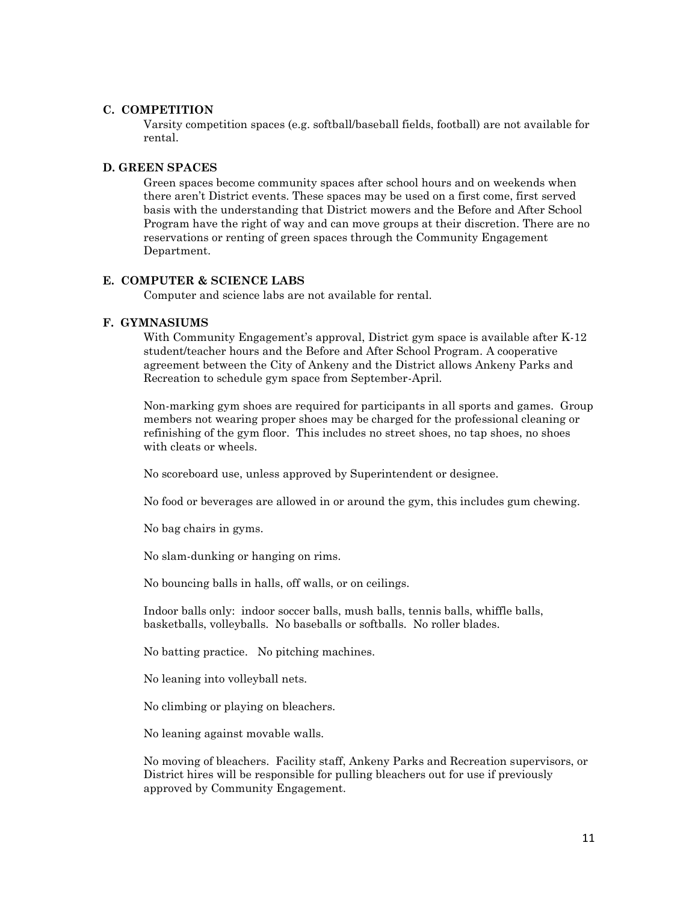### C. COMPETITION

Varsity competition spaces (e.g. softball/baseball fields, football) are not available for rental.

### D. GREEN SPACES

Green spaces become community spaces after school hours and on weekends when there aren't District events. These spaces may be used on a first come, first served basis with the understanding that District mowers and the Before and After School Program have the right of way and can move groups at their discretion. There are no reservations or renting of green spaces through the Community Engagement Department.

### E. COMPUTER & SCIENCE LABS

Computer and science labs are not available for rental.

### F. GYMNASIUMS

With Community Engagement's approval, District gym space is available after K-12 student/teacher hours and the Before and After School Program. A cooperative agreement between the City of Ankeny and the District allows Ankeny Parks and Recreation to schedule gym space from September-April.

Non-marking gym shoes are required for participants in all sports and games. Group members not wearing proper shoes may be charged for the professional cleaning or refinishing of the gym floor. This includes no street shoes, no tap shoes, no shoes with cleats or wheels.

No scoreboard use, unless approved by Superintendent or designee.

No food or beverages are allowed in or around the gym, this includes gum chewing.

No bag chairs in gyms.

No slam-dunking or hanging on rims.

No bouncing balls in halls, off walls, or on ceilings.

Indoor balls only: indoor soccer balls, mush balls, tennis balls, whiffle balls, basketballs, volleyballs. No baseballs or softballs. No roller blades.

No batting practice. No pitching machines.

No leaning into volleyball nets.

No climbing or playing on bleachers.

No leaning against movable walls.

No moving of bleachers. Facility staff, Ankeny Parks and Recreation supervisors, or District hires will be responsible for pulling bleachers out for use if previously approved by Community Engagement.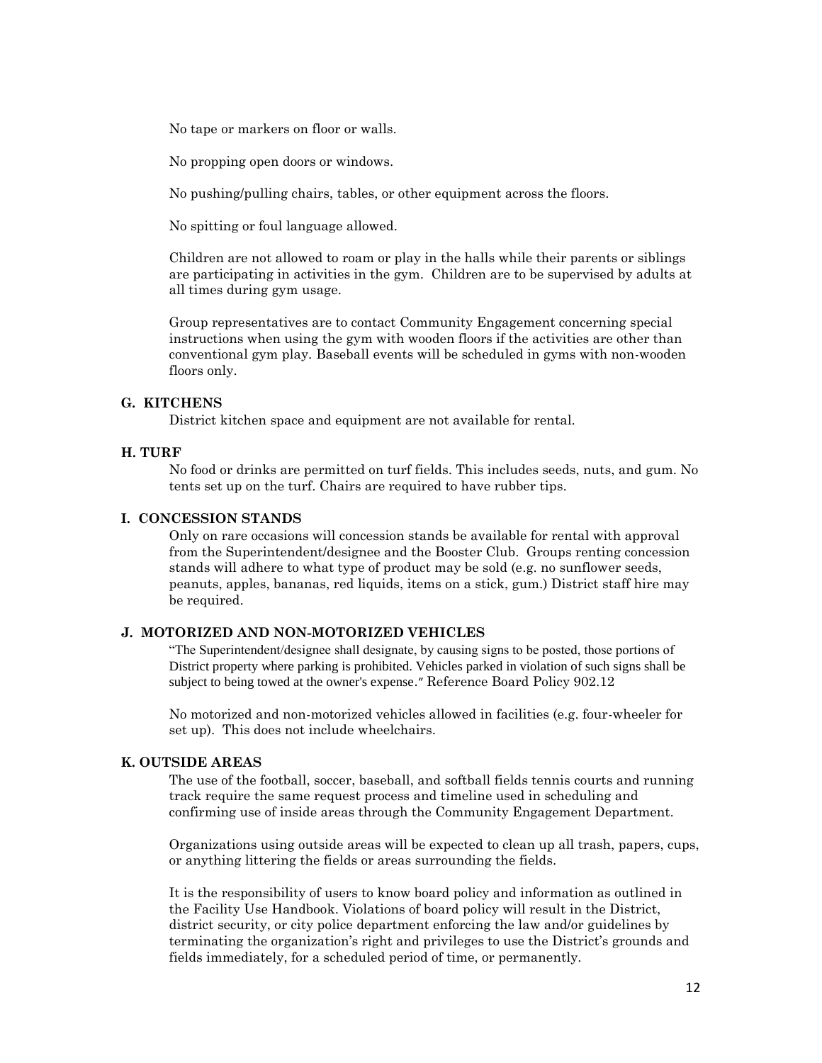No tape or markers on floor or walls.

No propping open doors or windows.

No pushing/pulling chairs, tables, or other equipment across the floors.

No spitting or foul language allowed.

Children are not allowed to roam or play in the halls while their parents or siblings are participating in activities in the gym. Children are to be supervised by adults at all times during gym usage.

Group representatives are to contact Community Engagement concerning special instructions when using the gym with wooden floors if the activities are other than conventional gym play. Baseball events will be scheduled in gyms with non-wooden floors only.

### G. KITCHENS

District kitchen space and equipment are not available for rental.

### H. TURF

No food or drinks are permitted on turf fields. This includes seeds, nuts, and gum. No tents set up on the turf. Chairs are required to have rubber tips.

### I. CONCESSION STANDS

Only on rare occasions will concession stands be available for rental with approval from the Superintendent/designee and the Booster Club. Groups renting concession stands will adhere to what type of product may be sold (e.g. no sunflower seeds, peanuts, apples, bananas, red liquids, items on a stick, gum.) District staff hire may be required.

### J. MOTORIZED AND NON-MOTORIZED VEHICLES

"The Superintendent/designee shall designate, by causing signs to be posted, those portions of District property where parking is prohibited. Vehicles parked in violation of such signs shall be subject to being towed at the owner's expense." Reference Board Policy 902.12

No motorized and non-motorized vehicles allowed in facilities (e.g. four-wheeler for set up). This does not include wheelchairs.

### K. OUTSIDE AREAS

The use of the football, soccer, baseball, and softball fields tennis courts and running track require the same request process and timeline used in scheduling and confirming use of inside areas through the Community Engagement Department.

Organizations using outside areas will be expected to clean up all trash, papers, cups, or anything littering the fields or areas surrounding the fields.

It is the responsibility of users to know board policy and information as outlined in the Facility Use Handbook. Violations of board policy will result in the District, district security, or city police department enforcing the law and/or guidelines by terminating the organization's right and privileges to use the District's grounds and fields immediately, for a scheduled period of time, or permanently.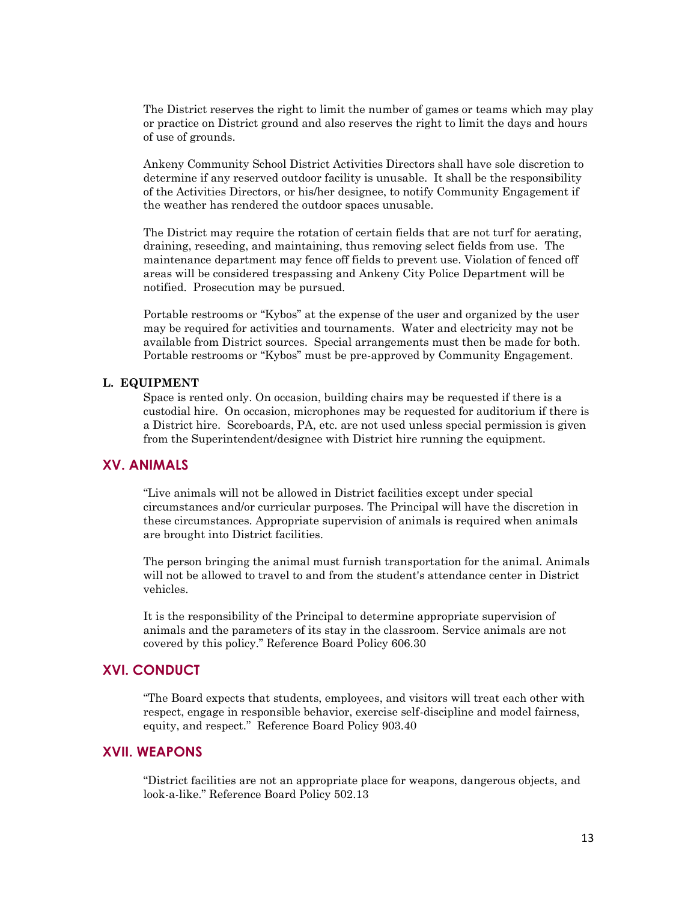The District reserves the right to limit the number of games or teams which may play or practice on District ground and also reserves the right to limit the days and hours of use of grounds.

Ankeny Community School District Activities Directors shall have sole discretion to determine if any reserved outdoor facility is unusable. It shall be the responsibility of the Activities Directors, or his/her designee, to notify Community Engagement if the weather has rendered the outdoor spaces unusable.

The District may require the rotation of certain fields that are not turf for aerating, draining, reseeding, and maintaining, thus removing select fields from use. The maintenance department may fence off fields to prevent use. Violation of fenced off areas will be considered trespassing and Ankeny City Police Department will be notified. Prosecution may be pursued.

Portable restrooms or "Kybos" at the expense of the user and organized by the user may be required for activities and tournaments. Water and electricity may not be available from District sources. Special arrangements must then be made for both. Portable restrooms or "Kybos" must be pre-approved by Community Engagement.

**L. EQUIPMENT**

Space is rented only. On occasion, building chairs may be requested if there is a custodial hire. On occasion, microphones may be requested for auditorium if there is a District hire. Scoreboards, PA, etc. are not used unless special permission is given from the Superintendent/designee with District hire running the equipment.

## XV. ANIMALS

"Live animals will not be allowed in District facilities except under special circumstances and/or curricular purposes. The Principal will have the discretion in these circumstances. Appropriate supervision of animals is required when animals are brought into District facilities.

The person bringing the animal must furnish transportation for the animal. Animals will not be allowed to travel to and from the student's attendance center in District vehicles.

It is the responsibility of the Principal to determine appropriate supervision of animals and the parameters of its stay in the classroom. Service animals are not covered by this policy." Reference Board Policy 606.30

## XVI. CONDUCT

"The Board expects that students, employees, and visitors will treat each other with respect, engage in responsible behavior, exercise self-discipline and model fairness, equity, and respect." Reference Board Policy 903.40

## XVII. WEAPONS

"District facilities are not an appropriate place for weapons, dangerous objects, and look-a-like." Reference Board Policy 502.13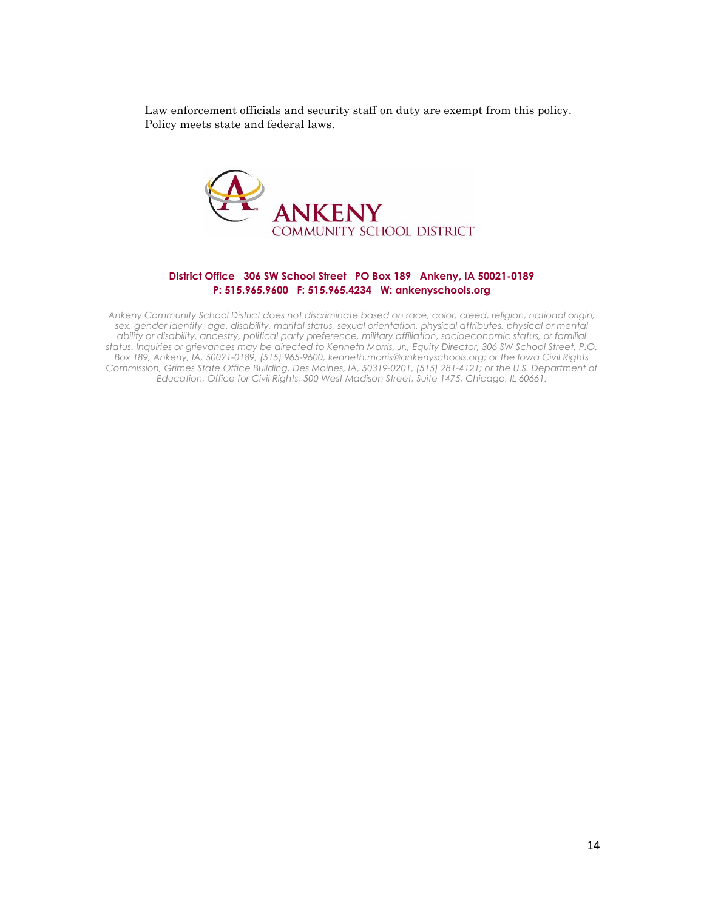Law enforcement officials and security staff on duty are exempt from this policy. Policy meets state and federal laws.

ANKENY
COMMUNITY SCHOOL DISTRICT

**District Office 306 SW School Street PO Box 189 Ankeny, IA 50021-0189**
**P: 515.965.9600 F: 515.965.4234 W: ankenyschools.org**

*Ankeny Community School District does not discriminate based on race, color, creed, religion, national origin, sex, gender identity, age, disability, marital status, sexual orientation, physical attributes, physical or mental ability or disability, ancestry, political party preference, military affiliation, socioeconomic status, or familial status. Inquiries or grievances may be directed to Kenneth Morris, Jr., Equity Director, 306 SW School Street, P.O. Box 189, Ankeny, IA, 50021-0189, (515) 965-9600, kenneth.morris@ankenyschools.org; or the Iowa Civil Rights Commission, Grimes State Office Building, Des Moines, IA, 50319-0201, (515) 281-4121; or the U.S. Department of Education, Office for Civil Rights, 500 West Madison Street, Suite 1475, Chicago, IL 60661.*